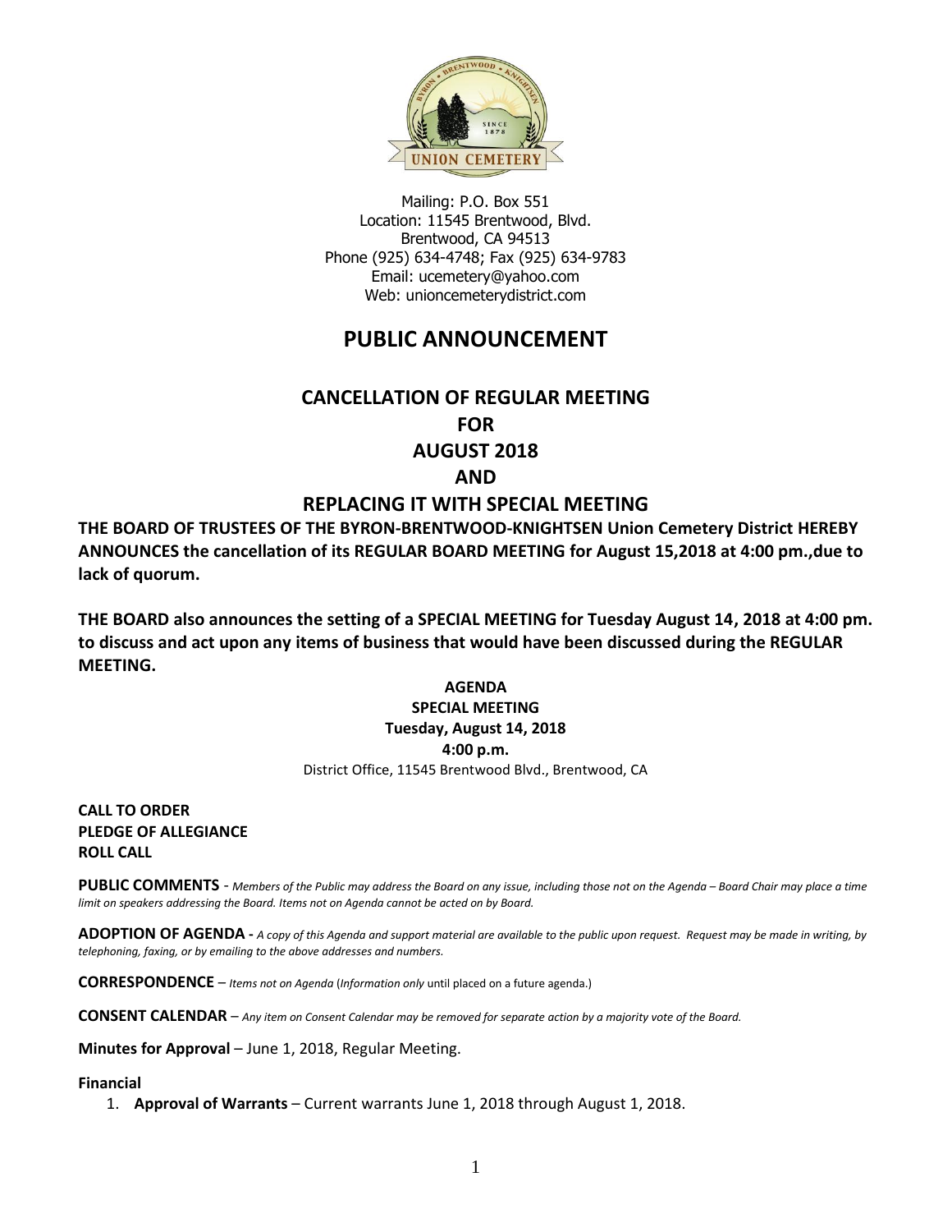Mailing: P.O. Box 551
Location: 11545 Brentwood, Blvd.
Brentwood, CA 94513
Phone (925) 634-4748; Fax (925) 634-9783
Email: ucemetery@yahoo.com
Web: unioncemeterydistrict.com

# PUBLIC ANNOUNCEMENT

## CANCELLATION OF REGULAR MEETING
## FOR
## AUGUST 2018
## AND
## REPLACING IT WITH SPECIAL MEETING

**THE BOARD OF TRUSTEES OF THE BYRON-BRENTWOOD-KNIGHTSEN Union Cemetery District HEREBY ANNOUNCES the cancellation of its REGULAR BOARD MEETING for August 15,2018 at 4:00 pm.,due to lack of quorum.**

**THE BOARD also announces the setting of a SPECIAL MEETING for Tuesday August 14, 2018 at 4:00 pm. to discuss and act upon any items of business that would have been discussed during the REGULAR MEETING.**

**AGENDA**
**SPECIAL MEETING**
**Tuesday, August 14, 2018**
**4:00 p.m.**
District Office, 11545 Brentwood Blvd., Brentwood, CA

**CALL TO ORDER**
**PLEDGE OF ALLEGIANCE**
**ROLL CALL**

**PUBLIC COMMENTS** - *Members of the Public may address the Board on any issue, including those not on the Agenda – Board Chair may place a time limit on speakers addressing the Board. Items not on Agenda cannot be acted on by Board.*

**ADOPTION OF AGENDA -** *A copy of this Agenda and support material are available to the public upon request. Request may be made in writing, by telephoning, faxing, or by emailing to the above addresses and numbers.*

**CORRESPONDENCE** – *Items not on Agenda* (*Information only* until placed on a future agenda.)

**CONSENT CALENDAR** – *Any item on Consent Calendar may be removed for separate action by a majority vote of the Board.*

**Minutes for Approval** – June 1, 2018, Regular Meeting.

**Financial**

1. **Approval of Warrants** – Current warrants June 1, 2018 through August 1, 2018.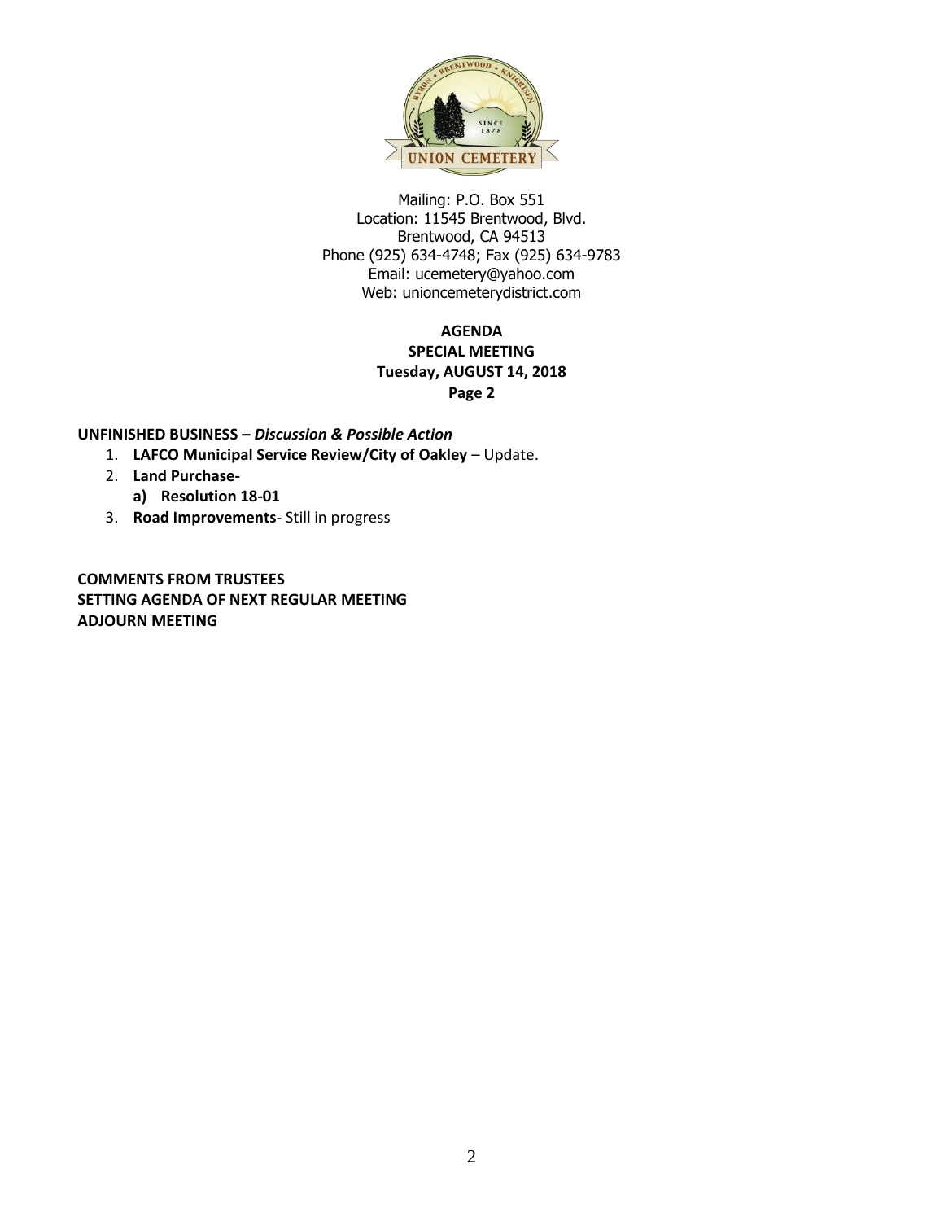Mailing: P.O. Box 551
Location: 11545 Brentwood, Blvd.
Brentwood, CA 94513
Phone (925) 634-4748; Fax (925) 634-9783
Email: ucemetery@yahoo.com
Web: unioncemeterydistrict.com

**AGENDA**
**SPECIAL MEETING**
**Tuesday, AUGUST 14, 2018**
**Page 2**

**UNFINISHED BUSINESS –** ***Discussion & Possible Action***

1. **LAFCO Municipal Service Review/City of Oakley** – Update.
2. **Land Purchase-**
   a) **Resolution 18-01**
3. **Road Improvements**- Still in progress

**COMMENTS FROM TRUSTEES**
**SETTING AGENDA OF NEXT REGULAR MEETING**
**ADJOURN MEETING**